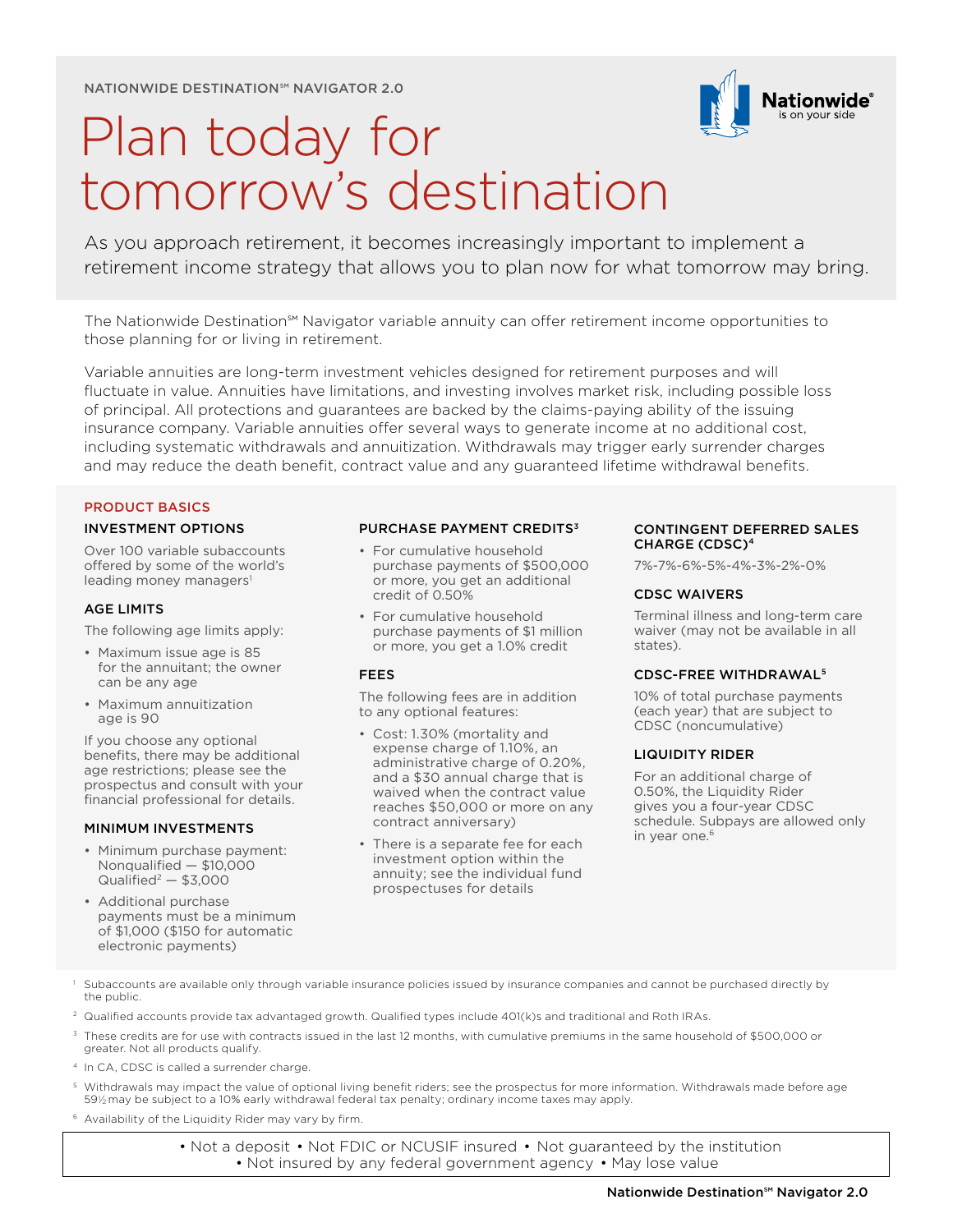NATIONWIDE DESTINATION℠ NAVIGATOR 2.0

# Plan today for tomorrow's destination

As you approach retirement, it becomes increasingly important to implement a retirement income strategy that allows you to plan now for what tomorrow may bring.

The Nationwide Destination℠ Navigator variable annuity can offer retirement income opportunities to those planning for or living in retirement.

Variable annuities are long-term investment vehicles designed for retirement purposes and will fluctuate in value. Annuities have limitations, and investing involves market risk, including possible loss of principal. All protections and guarantees are backed by the claims-paying ability of the issuing insurance company. Variable annuities offer several ways to generate income at no additional cost, including systematic withdrawals and annuitization. Withdrawals may trigger early surrender charges and may reduce the death benefit, contract value and any guaranteed lifetime withdrawal benefits.

## PRODUCT BASICS

### INVESTMENT OPTIONS

Over 100 variable subaccounts offered by some of the world's leading money managers[1]

### AGE LIMITS

The following age limits apply:

- Maximum issue age is 85 for the annuitant; the owner can be any age
- Maximum annuitization age is 90

If you choose any optional benefits, there may be additional age restrictions; please see the prospectus and consult with your financial professional for details.

### MINIMUM INVESTMENTS

- Minimum purchase payment: Nonqualified — $10,000 Qualified[2] — $3,000
- Additional purchase payments must be a minimum of $1,000 ($150 for automatic electronic payments)

### PURCHASE PAYMENT CREDITS[3]

- For cumulative household purchase payments of $500,000 or more, you get an additional credit of 0.50%
- For cumulative household purchase payments of $1 million or more, you get a 1.0% credit

### FEES

The following fees are in addition to any optional features:

- Cost: 1.30% (mortality and expense charge of 1.10%, an administrative charge of 0.20%, and a $30 annual charge that is waived when the contract value reaches $50,000 or more on any contract anniversary)
- There is a separate fee for each investment option within the annuity; see the individual fund prospectuses for details

### CONTINGENT DEFERRED SALES CHARGE (CDSC)[4]

7%-7%-6%-5%-4%-3%-2%-0%

### CDSC WAIVERS

Terminal illness and long-term care waiver (may not be available in all states).

### CDSC-FREE WITHDRAWAL[5]

10% of total purchase payments (each year) that are subject to CDSC (noncumulative)

### LIQUIDITY RIDER

For an additional charge of 0.50%, the Liquidity Rider gives you a four-year CDSC schedule. Subpays are allowed only in year one.[6]

---

[1] Subaccounts are available only through variable insurance policies issued by insurance companies and cannot be purchased directly by the public.

[2] Qualified accounts provide tax advantaged growth. Qualified types include 401(k)s and traditional and Roth IRAs.

[3] These credits are for use with contracts issued in the last 12 months, with cumulative premiums in the same household of $500,000 or greater. Not all products qualify.

[4] In CA, CDSC is called a surrender charge.

[5] Withdrawals may impact the value of optional living benefit riders; see the prospectus for more information. Withdrawals made before age 59½ may be subject to a 10% early withdrawal federal tax penalty; ordinary income taxes may apply.

[6] Availability of the Liquidity Rider may vary by firm.

• Not a deposit • Not FDIC or NCUSIF insured • Not guaranteed by the institution • Not insured by any federal government agency • May lose value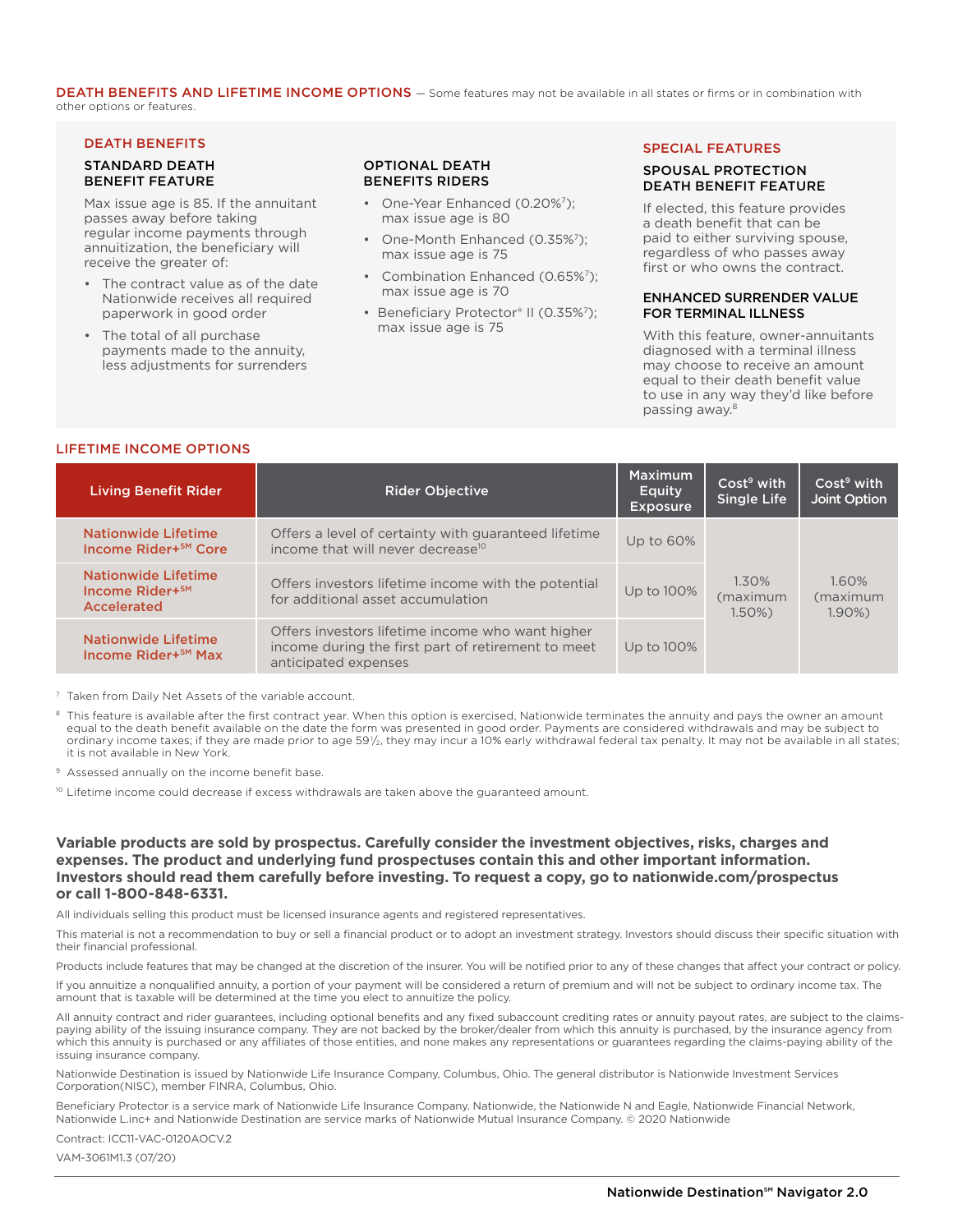## DEATH BENEFITS AND LIFETIME INCOME OPTIONS

— Some features may not be available in all states or firms or in combination with other options or features.

### DEATH BENEFITS

#### STANDARD DEATH BENEFIT FEATURE

Max issue age is 85. If the annuitant passes away before taking regular income payments through annuitization, the beneficiary will receive the greater of:

- The contract value as of the date Nationwide receives all required paperwork in good order
- The total of all purchase payments made to the annuity, less adjustments for surrenders

#### OPTIONAL DEATH BENEFITS RIDERS

- One-Year Enhanced (0.20%[7]); max issue age is 80
- One-Month Enhanced (0.35%[7]); max issue age is 75
- Combination Enhanced (0.65%[7]); max issue age is 70
- Beneficiary Protector® II (0.35%[7]); max issue age is 75

### SPECIAL FEATURES

#### SPOUSAL PROTECTION DEATH BENEFIT FEATURE

If elected, this feature provides a death benefit that can be paid to either surviving spouse, regardless of who passes away first or who owns the contract.

#### ENHANCED SURRENDER VALUE FOR TERMINAL ILLNESS

With this feature, owner-annuitants diagnosed with a terminal illness may choose to receive an amount equal to their death benefit value to use in any way they'd like before passing away.[8]

### LIFETIME INCOME OPTIONS

| Living Benefit Rider | Rider Objective | Maximum Equity Exposure | Cost[9] with Single Life | Cost[9] with Joint Option |
|---|---|---|---|---|
| Nationwide Lifetime Income Rider+℠ Core | Offers a level of certainty with guaranteed lifetime income that will never decrease[10] | Up to 60% | 1.30% (maximum 1.50%) | 1.60% (maximum 1.90%) |
| Nationwide Lifetime Income Rider+℠ Accelerated | Offers investors lifetime income with the potential for additional asset accumulation | Up to 100% | | |
| Nationwide Lifetime Income Rider+℠ Max | Offers investors lifetime income who want higher income during the first part of retirement to meet anticipated expenses | Up to 100% | | |

[7] Taken from Daily Net Assets of the variable account.

[8] This feature is available after the first contract year. When this option is exercised, Nationwide terminates the annuity and pays the owner an amount equal to the death benefit available on the date the form was presented in good order. Payments are considered withdrawals and may be subject to ordinary income taxes; if they are made prior to age 59½, they may incur a 10% early withdrawal federal tax penalty. It may not be available in all states; it is not available in New York.

[9] Assessed annually on the income benefit base.

[10] Lifetime income could decrease if excess withdrawals are taken above the guaranteed amount.

**Variable products are sold by prospectus. Carefully consider the investment objectives, risks, charges and expenses. The product and underlying fund prospectuses contain this and other important information. Investors should read them carefully before investing. To request a copy, go to nationwide.com/prospectus or call 1-800-848-6331.**

All individuals selling this product must be licensed insurance agents and registered representatives.

This material is not a recommendation to buy or sell a financial product or to adopt an investment strategy. Investors should discuss their specific situation with their financial professional.

Products include features that may be changed at the discretion of the insurer. You will be notified prior to any of these changes that affect your contract or policy.

If you annuitize a nonqualified annuity, a portion of your payment will be considered a return of premium and will not be subject to ordinary income tax. The amount that is taxable will be determined at the time you elect to annuitize the policy.

All annuity contract and rider guarantees, including optional benefits and any fixed subaccount crediting rates or annuity payout rates, are subject to the claims-paying ability of the issuing insurance company. They are not backed by the broker/dealer from which this annuity is purchased, by the insurance agency from which this annuity is purchased or any affiliates of those entities, and none makes any representations or guarantees regarding the claims-paying ability of the issuing insurance company.

Nationwide Destination is issued by Nationwide Life Insurance Company, Columbus, Ohio. The general distributor is Nationwide Investment Services Corporation(NISC), member FINRA, Columbus, Ohio.

Beneficiary Protector is a service mark of Nationwide Life Insurance Company. Nationwide, the Nationwide N and Eagle, Nationwide Financial Network, Nationwide L.inc+ and Nationwide Destination are service marks of Nationwide Mutual Insurance Company. © 2020 Nationwide

Contract: ICC11-VAC-0120AOCV.2

VAM-3061M1.3 (07/20)

Nationwide Destination℠ Navigator 2.0